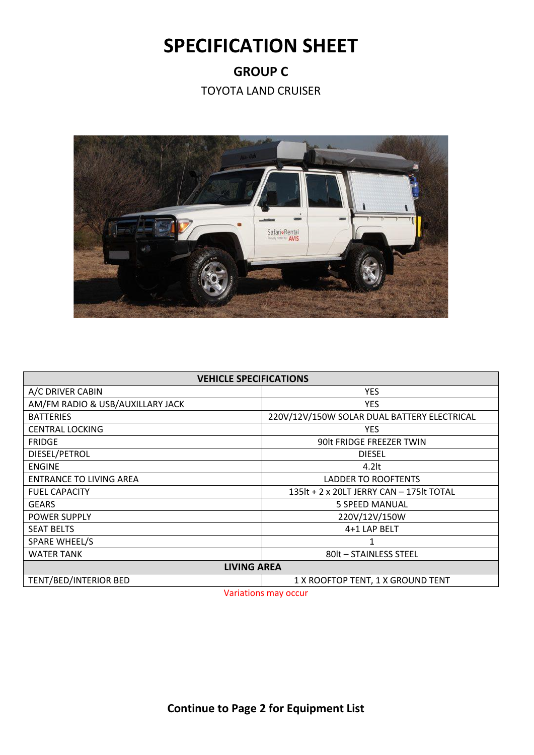# SPECIFICATION SHEET

## GROUP C

TOYOTA LAND CRUISER

| VEHICLE SPECIFICATIONS | |
|---|---|
| A/C DRIVER CABIN | YES |
| AM/FM RADIO & USB/AUXILLARY JACK | YES |
| BATTERIES | 220V/12V/150W SOLAR DUAL BATTERY ELECTRICAL |
| CENTRAL LOCKING | YES |
| FRIDGE | 90lt FRIDGE FREEZER TWIN |
| DIESEL/PETROL | DIESEL |
| ENGINE | 4.2lt |
| ENTRANCE TO LIVING AREA | LADDER TO ROOFTENTS |
| FUEL CAPACITY | 135lt + 2 x 20LT JERRY CAN – 175lt TOTAL |
| GEARS | 5 SPEED MANUAL |
| POWER SUPPLY | 220V/12V/150W |
| SEAT BELTS | 4+1 LAP BELT |
| SPARE WHEEL/S | 1 |
| WATER TANK | 80lt – STAINLESS STEEL |
| **LIVING AREA** | |
| TENT/BED/INTERIOR BED | 1 X ROOFTOP TENT, 1 X GROUND TENT |

Variations may occur

**Continue to Page 2 for Equipment List**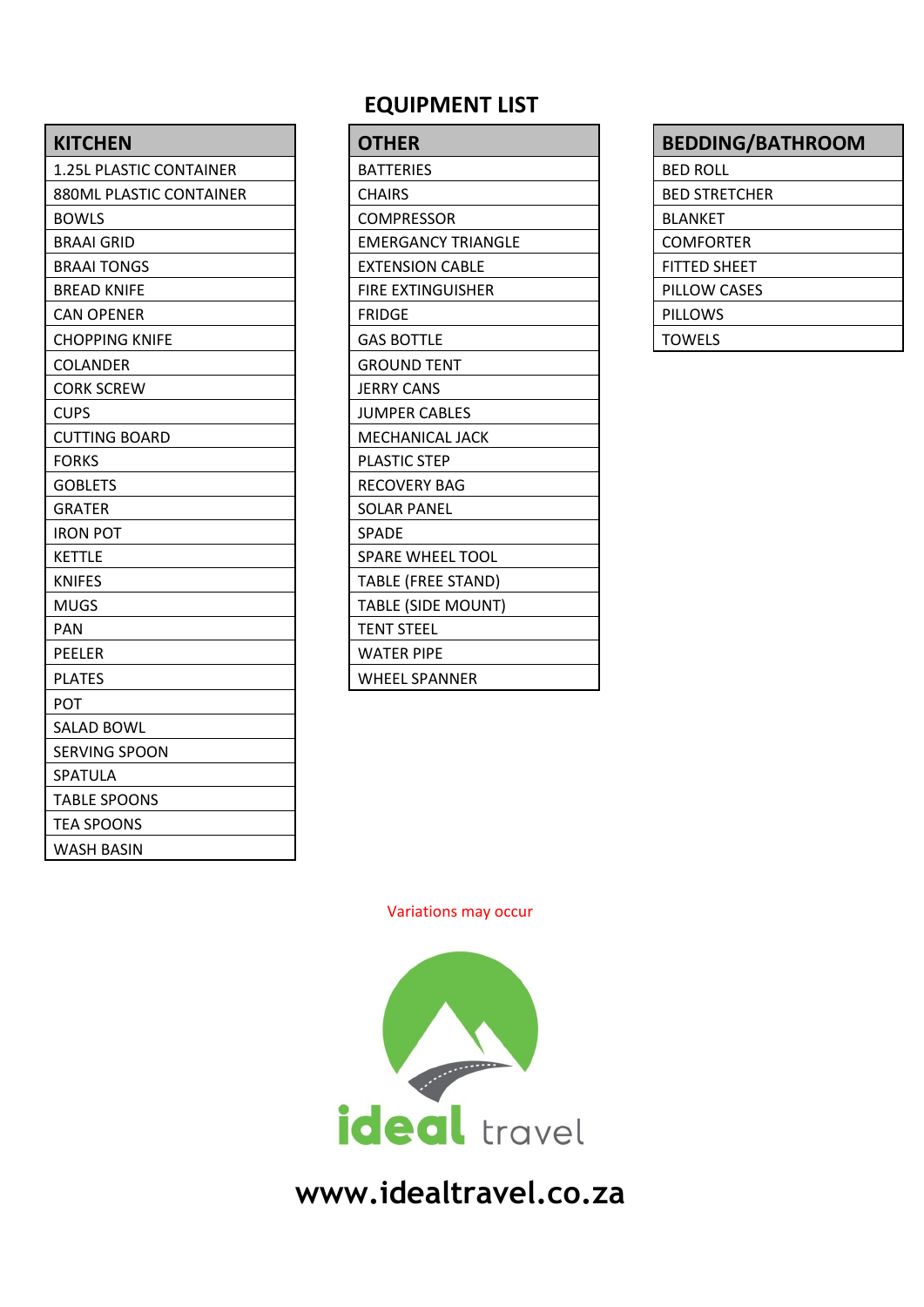# EQUIPMENT LIST

| KITCHEN |
| --- |
| 1.25L PLASTIC CONTAINER |
| 880ML PLASTIC CONTAINER |
| BOWLS |
| BRAAI GRID |
| BRAAI TONGS |
| BREAD KNIFE |
| CAN OPENER |
| CHOPPING KNIFE |
| COLANDER |
| CORK SCREW |
| CUPS |
| CUTTING BOARD |
| FORKS |
| GOBLETS |
| GRATER |
| IRON POT |
| KETTLE |
| KNIFES |
| MUGS |
| PAN |
| PEELER |
| PLATES |
| POT |
| SALAD BOWL |
| SERVING SPOON |
| SPATULA |
| TABLE SPOONS |
| TEA SPOONS |
| WASH BASIN |

| OTHER |
| --- |
| BATTERIES |
| CHAIRS |
| COMPRESSOR |
| EMERGANCY TRIANGLE |
| EXTENSION CABLE |
| FIRE EXTINGUISHER |
| FRIDGE |
| GAS BOTTLE |
| GROUND TENT |
| JERRY CANS |
| JUMPER CABLES |
| MECHANICAL JACK |
| PLASTIC STEP |
| RECOVERY BAG |
| SOLAR PANEL |
| SPADE |
| SPARE WHEEL TOOL |
| TABLE (FREE STAND) |
| TABLE (SIDE MOUNT) |
| TENT STEEL |
| WATER PIPE |
| WHEEL SPANNER |

| BEDDING/BATHROOM |
| --- |
| BED ROLL |
| BED STRETCHER |
| BLANKET |
| COMFORTER |
| FITTED SHEET |
| PILLOW CASES |
| PILLOWS |
| TOWELS |

Variations may occur

ideal travel

www.idealtravel.co.za